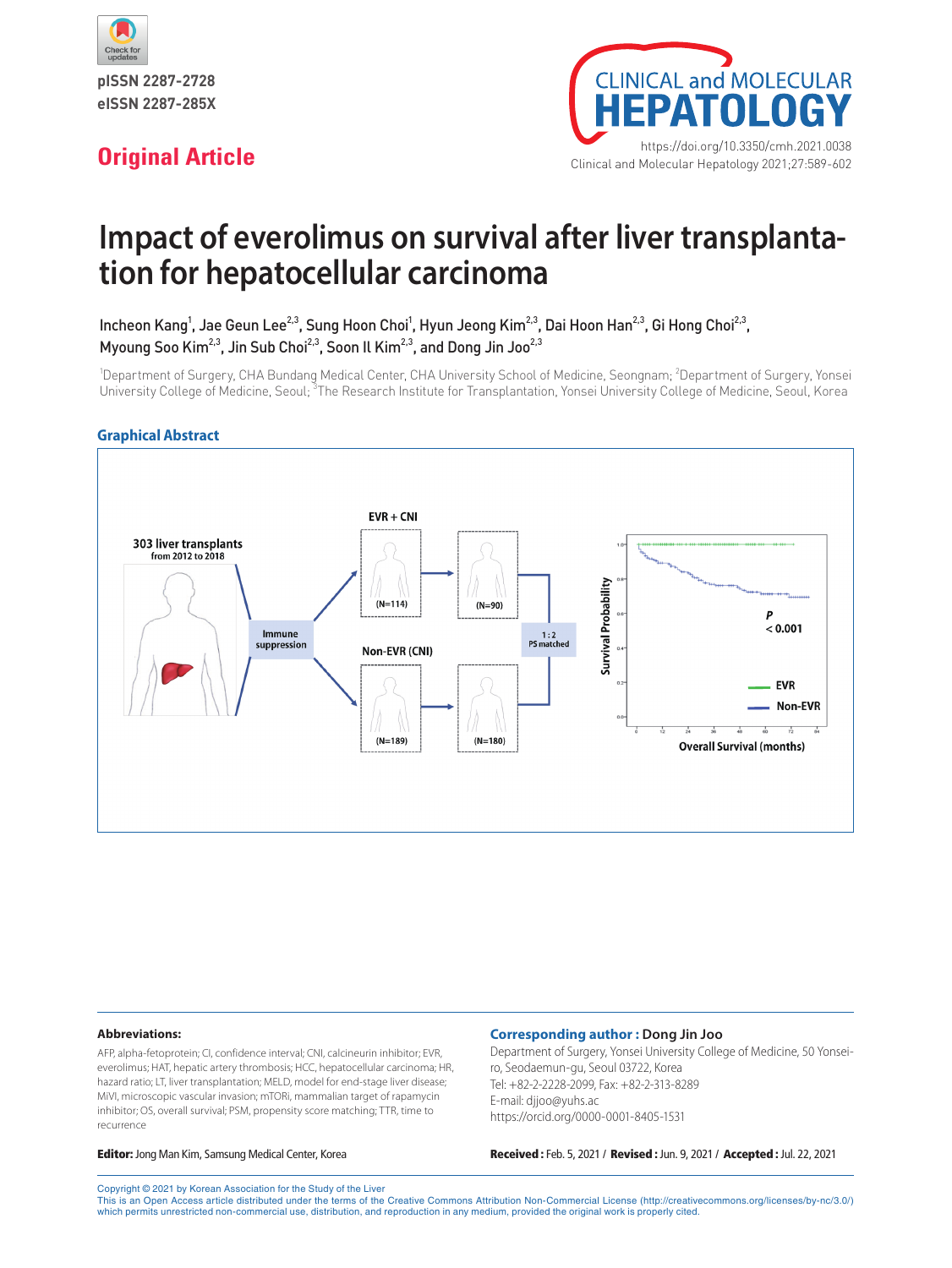pISSN 2287-2728
eISSN 2287-285X

**Original Article**

https://doi.org/10.3350/cmh.2021.0038

# Impact of everolimus on survival after liver transplantation for hepatocellular carcinoma

Incheon Kang[1], Jae Geun Lee[2,3], Sung Hoon Choi[1], Hyun Jeong Kim[2,3], Dai Hoon Han[2,3], Gi Hong Choi[2,3], Myoung Soo Kim[2,3], Jin Sub Choi[2,3], Soon Il Kim[2,3], and Dong Jin Joo[2,3]

[1]Department of Surgery, CHA Bundang Medical Center, CHA University School of Medicine, Seongnam; [2]Department of Surgery, Yonsei University College of Medicine, Seoul; [3]The Research Institute for Transplantation, Yonsei University College of Medicine, Seoul, Korea

## Graphical Abstract

303 liver transplants from 2012 to 2018 → Immune suppression → EVR + CNI (N=114) → (N=90); Non-EVR (CNI) (N=189) → (N=180); 1:2 PS matched

Survival Probability vs Overall Survival (months): EVR, Non-EVR; $P < 0.001$

**Abbreviations:**
AFP, alpha-fetoprotein; CI, confidence interval; CNI, calcineurin inhibitor; EVR, everolimus; HAT, hepatic artery thrombosis; HCC, hepatocellular carcinoma; HR, hazard ratio; LT, liver transplantation; MELD, model for end-stage liver disease; MiVI, microscopic vascular invasion; mTORi, mammalian target of rapamycin inhibitor; OS, overall survival; PSM, propensity score matching; TTR, time to recurrence

**Corresponding author : Dong Jin Joo**
Department of Surgery, Yonsei University College of Medicine, 50 Yonsei-ro, Seodaemun-gu, Seoul 03722, Korea
Tel: +82-2-2228-2099, Fax: +82-2-313-8289
E-mail: djjoo@yuhs.ac
https://orcid.org/0000-0001-8405-1531

**Editor:** Jong Man Kim, Samsung Medical Center, Korea

**Received :** Feb. 5, 2021 / **Revised :** Jun. 9, 2021 / **Accepted :** Jul. 22, 2021

Copyright © 2021 by Korean Association for the Study of the Liver
This is an Open Access article distributed under the terms of the Creative Commons Attribution Non-Commercial License (http://creativecommons.org/licenses/by-nc/3.0/) which permits unrestricted non-commercial use, distribution, and reproduction in any medium, provided the original work is properly cited.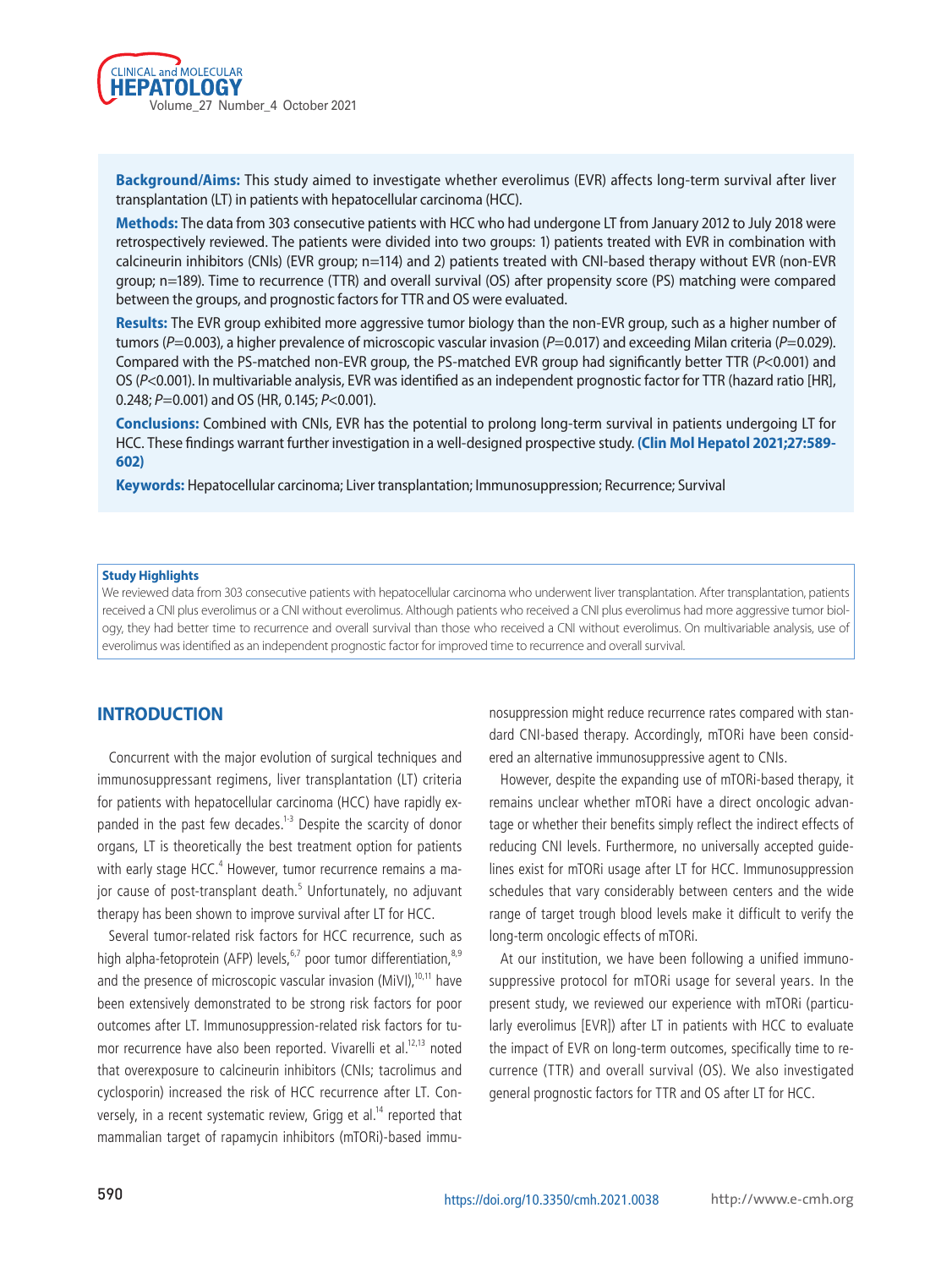**Background/Aims:** This study aimed to investigate whether everolimus (EVR) affects long-term survival after liver transplantation (LT) in patients with hepatocellular carcinoma (HCC).

**Methods:** The data from 303 consecutive patients with HCC who had undergone LT from January 2012 to July 2018 were retrospectively reviewed. The patients were divided into two groups: 1) patients treated with EVR in combination with calcineurin inhibitors (CNIs) (EVR group; n=114) and 2) patients treated with CNI-based therapy without EVR (non-EVR group; n=189). Time to recurrence (TTR) and overall survival (OS) after propensity score (PS) matching were compared between the groups, and prognostic factors for TTR and OS were evaluated.

**Results:** The EVR group exhibited more aggressive tumor biology than the non-EVR group, such as a higher number of tumors ($P$=0.003), a higher prevalence of microscopic vascular invasion ($P$=0.017) and exceeding Milan criteria ($P$=0.029). Compared with the PS-matched non-EVR group, the PS-matched EVR group had significantly better TTR ($P$<0.001) and OS ($P$<0.001). In multivariable analysis, EVR was identified as an independent prognostic factor for TTR (hazard ratio [HR], 0.248; $P$=0.001) and OS (HR, 0.145; $P$<0.001).

**Conclusions:** Combined with CNIs, EVR has the potential to prolong long-term survival in patients undergoing LT for HCC. These findings warrant further investigation in a well-designed prospective study. **(Clin Mol Hepatol 2021;27:589-602)**

**Keywords:** Hepatocellular carcinoma; Liver transplantation; Immunosuppression; Recurrence; Survival

**Study Highlights**

We reviewed data from 303 consecutive patients with hepatocellular carcinoma who underwent liver transplantation. After transplantation, patients received a CNI plus everolimus or a CNI without everolimus. Although patients who received a CNI plus everolimus had more aggressive tumor biology, they had better time to recurrence and overall survival than those who received a CNI without everolimus. On multivariable analysis, use of everolimus was identified as an independent prognostic factor for improved time to recurrence and overall survival.

## INTRODUCTION

Concurrent with the major evolution of surgical techniques and immunosuppressant regimens, liver transplantation (LT) criteria for patients with hepatocellular carcinoma (HCC) have rapidly expanded in the past few decades.[1-3] Despite the scarcity of donor organs, LT is theoretically the best treatment option for patients with early stage HCC.[4] However, tumor recurrence remains a major cause of post-transplant death.[5] Unfortunately, no adjuvant therapy has been shown to improve survival after LT for HCC.

Several tumor-related risk factors for HCC recurrence, such as high alpha-fetoprotein (AFP) levels,[6,7] poor tumor differentiation,[8,9] and the presence of microscopic vascular invasion (MiVI),[10,11] have been extensively demonstrated to be strong risk factors for poor outcomes after LT. Immunosuppression-related risk factors for tumor recurrence have also been reported. Vivarelli et al.[12,13] noted that overexposure to calcineurin inhibitors (CNIs; tacrolimus and cyclosporin) increased the risk of HCC recurrence after LT. Conversely, in a recent systematic review, Grigg et al.[14] reported that mammalian target of rapamycin inhibitors (mTORi)-based immunosuppression might reduce recurrence rates compared with standard CNI-based therapy. Accordingly, mTORi have been considered an alternative immunosuppressive agent to CNIs.

However, despite the expanding use of mTORi-based therapy, it remains unclear whether mTORi have a direct oncologic advantage or whether their benefits simply reflect the indirect effects of reducing CNI levels. Furthermore, no universally accepted guidelines exist for mTORi usage after LT for HCC. Immunosuppression schedules that vary considerably between centers and the wide range of target trough blood levels make it difficult to verify the long-term oncologic effects of mTORi.

At our institution, we have been following a unified immunosuppressive protocol for mTORi usage for several years. In the present study, we reviewed our experience with mTORi (particularly everolimus [EVR]) after LT in patients with HCC to evaluate the impact of EVR on long-term outcomes, specifically time to recurrence (TTR) and overall survival (OS). We also investigated general prognostic factors for TTR and OS after LT for HCC.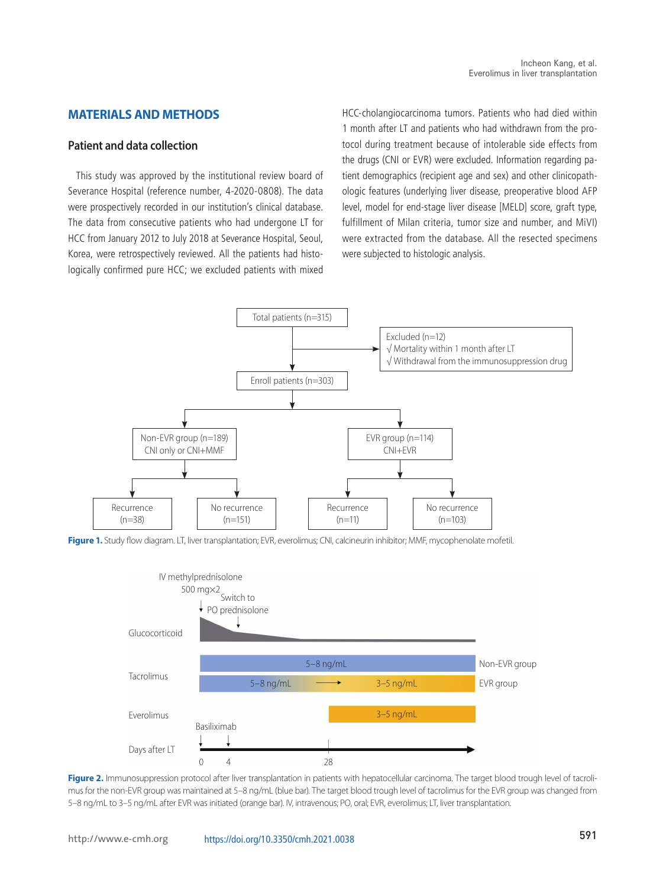## MATERIALS AND METHODS

### Patient and data collection

This study was approved by the institutional review board of Severance Hospital (reference number, 4-2020-0808). The data were prospectively recorded in our institution's clinical database. The data from consecutive patients who had undergone LT for HCC from January 2012 to July 2018 at Severance Hospital, Seoul, Korea, were retrospectively reviewed. All the patients had histologically confirmed pure HCC; we excluded patients with mixed HCC-cholangiocarcinoma tumors. Patients who had died within 1 month after LT and patients who had withdrawn from the protocol during treatment because of intolerable side effects from the drugs (CNI or EVR) were excluded. Information regarding patient demographics (recipient age and sex) and other clinicopathologic features (underlying liver disease, preoperative blood AFP level, model for end-stage liver disease [MELD] score, graft type, fulfillment of Milan criteria, tumor size and number, and MiVI) were extracted from the database. All the resected specimens were subjected to histologic analysis.

```
Total patients (n=315)
   ├──> Excluded (n=12)
   │      √ Mortality within 1 month after LT
   │      √ Withdrawal from the immunosuppression drug
   ▼
Enroll patients (n=303)
   ├── Non-EVR group (n=189)      CNI only or CNI+MMF
   │     ├── Recurrence (n=38)
   │     └── No recurrence (n=151)
   └── EVR group (n=114)          CNI+EVR
         ├── Recurrence (n=11)
         └── No recurrence (n=103)
```

**Figure 1.** Study flow diagram. LT, liver transplantation; EVR, everolimus; CNI, calcineurin inhibitor; MMF, mycophenolate mofetil.

```
Glucocorticoid:  IV methylprednisolone 500 mg×2 (day 0) → Switch to PO prednisolone (tapering)
Tacrolimus:      Non-EVR group: 5–8 ng/mL (entire period)
                 EVR group:     5–8 ng/mL → 3–5 ng/mL (after EVR initiated)
Everolimus:      3–5 ng/mL (from day 28)
Basiliximab:     days 0 and 4
Days after LT:   0, 4, 28
```

**Figure 2.** Immunosuppression protocol after liver transplantation in patients with hepatocellular carcinoma. The target blood trough level of tacrolimus for the non-EVR group was maintained at 5–8 ng/mL (blue bar). The target blood trough level of tacrolimus for the EVR group was changed from 5–8 ng/mL to 3–5 ng/mL after EVR was initiated (orange bar). IV, intravenous; PO, oral; EVR, everolimus; LT, liver transplantation.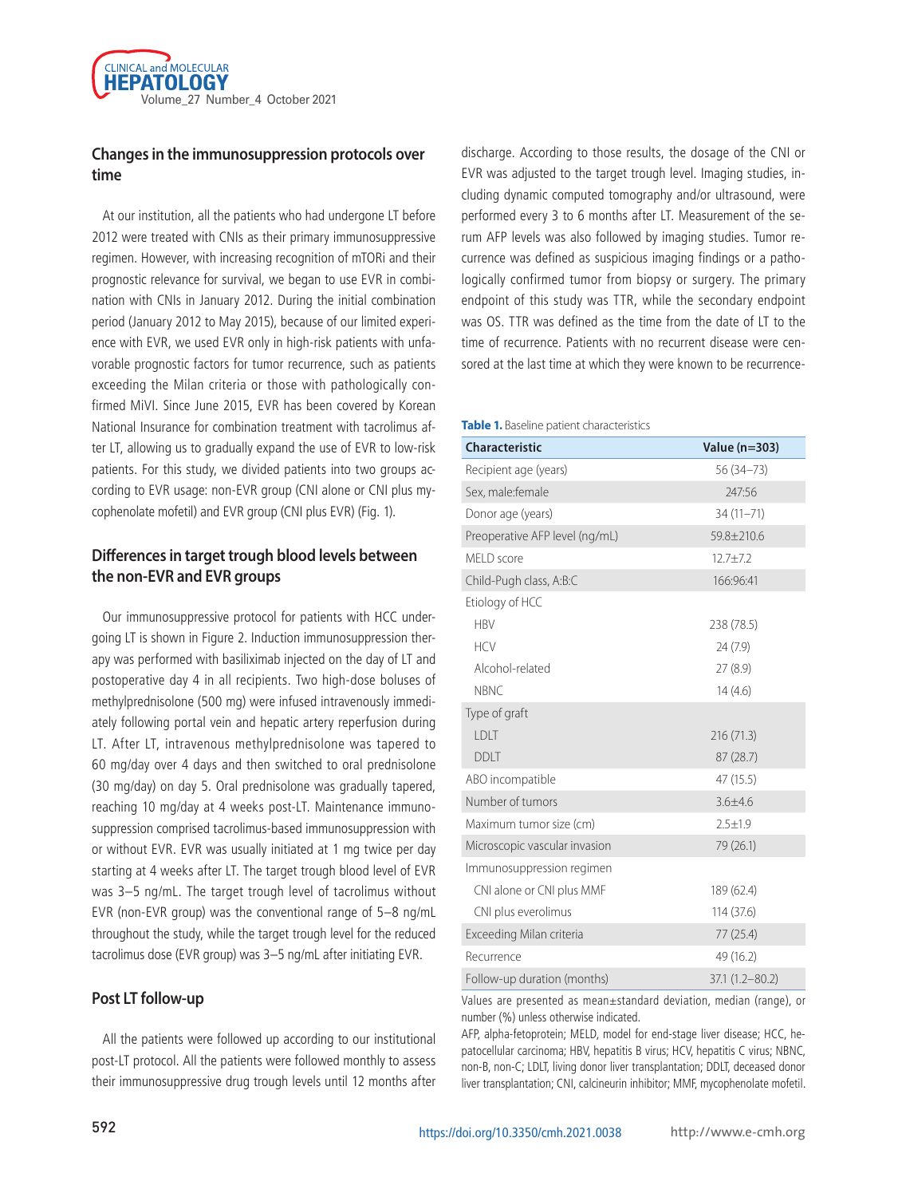## Changes in the immunosuppression protocols over time

At our institution, all the patients who had undergone LT before 2012 were treated with CNIs as their primary immunosuppressive regimen. However, with increasing recognition of mTORi and their prognostic relevance for survival, we began to use EVR in combination with CNIs in January 2012. During the initial combination period (January 2012 to May 2015), because of our limited experience with EVR, we used EVR only in high-risk patients with unfavorable prognostic factors for tumor recurrence, such as patients exceeding the Milan criteria or those with pathologically confirmed MiVI. Since June 2015, EVR has been covered by Korean National Insurance for combination treatment with tacrolimus after LT, allowing us to gradually expand the use of EVR to low-risk patients. For this study, we divided patients into two groups according to EVR usage: non-EVR group (CNI alone or CNI plus mycophenolate mofetil) and EVR group (CNI plus EVR) (Fig. 1).

## Differences in target trough blood levels between the non-EVR and EVR groups

Our immunosuppressive protocol for patients with HCC undergoing LT is shown in Figure 2. Induction immunosuppression therapy was performed with basiliximab injected on the day of LT and postoperative day 4 in all recipients. Two high-dose boluses of methylprednisolone (500 mg) were infused intravenously immediately following portal vein and hepatic artery reperfusion during LT. After LT, intravenous methylprednisolone was tapered to 60 mg/day over 4 days and then switched to oral prednisolone (30 mg/day) on day 5. Oral prednisolone was gradually tapered, reaching 10 mg/day at 4 weeks post-LT. Maintenance immunosuppression comprised tacrolimus-based immunosuppression with or without EVR. EVR was usually initiated at 1 mg twice per day starting at 4 weeks after LT. The target trough blood level of EVR was 3–5 ng/mL. The target trough level of tacrolimus without EVR (non-EVR group) was the conventional range of 5–8 ng/mL throughout the study, while the target trough level for the reduced tacrolimus dose (EVR group) was 3–5 ng/mL after initiating EVR.

## Post LT follow-up

All the patients were followed up according to our institutional post-LT protocol. All the patients were followed monthly to assess their immunosuppressive drug trough levels until 12 months after discharge. According to those results, the dosage of the CNI or EVR was adjusted to the target trough level. Imaging studies, including dynamic computed tomography and/or ultrasound, were performed every 3 to 6 months after LT. Measurement of the serum AFP levels was also followed by imaging studies. Tumor recurrence was defined as suspicious imaging findings or a pathologically confirmed tumor from biopsy or surgery. The primary endpoint of this study was TTR, while the secondary endpoint was OS. TTR was defined as the time from the date of LT to the time of recurrence. Patients with no recurrent disease were censored at the last time at which they were known to be recurrence-

**Table 1.** Baseline patient characteristics

| Characteristic | Value (n=303) |
|---|---|
| Recipient age (years) | 56 (34–73) |
| Sex, male:female | 247:56 |
| Donor age (years) | 34 (11–71) |
| Preoperative AFP level (ng/mL) | 59.8±210.6 |
| MELD score | 12.7±7.2 |
| Child-Pugh class, A:B:C | 166:96:41 |
| Etiology of HCC | |
| HBV | 238 (78.5) |
| HCV | 24 (7.9) |
| Alcohol-related | 27 (8.9) |
| NBNC | 14 (4.6) |
| Type of graft | |
| LDLT | 216 (71.3) |
| DDLT | 87 (28.7) |
| ABO incompatible | 47 (15.5) |
| Number of tumors | 3.6±4.6 |
| Maximum tumor size (cm) | 2.5±1.9 |
| Microscopic vascular invasion | 79 (26.1) |
| Immunosuppression regimen | |
| CNI alone or CNI plus MMF | 189 (62.4) |
| CNI plus everolimus | 114 (37.6) |
| Exceeding Milan criteria | 77 (25.4) |
| Recurrence | 49 (16.2) |
| Follow-up duration (months) | 37.1 (1.2–80.2) |

Values are presented as mean±standard deviation, median (range), or number (%) unless otherwise indicated.

AFP, alpha-fetoprotein; MELD, model for end-stage liver disease; HCC, hepatocellular carcinoma; HBV, hepatitis B virus; HCV, hepatitis C virus; NBNC, non-B, non-C; LDLT, living donor liver transplantation; DDLT, deceased donor liver transplantation; CNI, calcineurin inhibitor; MMF, mycophenolate mofetil.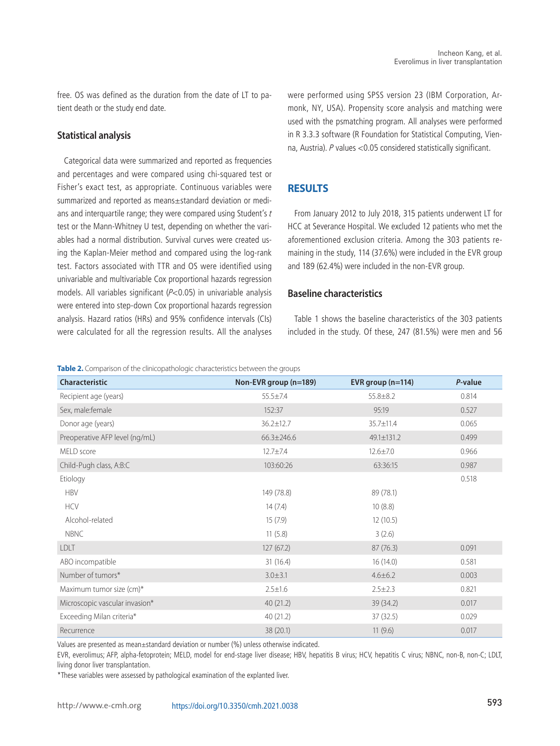free. OS was defined as the duration from the date of LT to patient death or the study end date.

### Statistical analysis

Categorical data were summarized and reported as frequencies and percentages and were compared using chi-squared test or Fisher's exact test, as appropriate. Continuous variables were summarized and reported as means±standard deviation or medians and interquartile range; they were compared using Student's *t* test or the Mann-Whitney U test, depending on whether the variables had a normal distribution. Survival curves were created using the Kaplan-Meier method and compared using the log-rank test. Factors associated with TTR and OS were identified using univariable and multivariable Cox proportional hazards regression models. All variables significant ($P<0.05$) in univariable analysis were entered into step-down Cox proportional hazards regression analysis. Hazard ratios (HRs) and 95% confidence intervals (CIs) were calculated for all the regression results. All the analyses were performed using SPSS version 23 (IBM Corporation, Armonk, NY, USA). Propensity score analysis and matching were used with the psmatching program. All analyses were performed in R 3.3.3 software (R Foundation for Statistical Computing, Vienna, Austria). *P* values <0.05 considered statistically significant.

## RESULTS

From January 2012 to July 2018, 315 patients underwent LT for HCC at Severance Hospital. We excluded 12 patients who met the aforementioned exclusion criteria. Among the 303 patients remaining in the study, 114 (37.6%) were included in the EVR group and 189 (62.4%) were included in the non-EVR group.

### Baseline characteristics

Table 1 shows the baseline characteristics of the 303 patients included in the study. Of these, 247 (81.5%) were men and 56

**Table 2.** Comparison of the clinicopathologic characteristics between the groups

| Characteristic | Non-EVR group (n=189) | EVR group (n=114) | *P*-value |
|---|---|---|---|
| Recipient age (years) | 55.5±7.4 | 55.8±8.2 | 0.814 |
| Sex, male:female | 152:37 | 95:19 | 0.527 |
| Donor age (years) | 36.2±12.7 | 35.7±11.4 | 0.065 |
| Preoperative AFP level (ng/mL) | 66.3±246.6 | 49.1±131.2 | 0.499 |
| MELD score | 12.7±7.4 | 12.6±7.0 | 0.966 |
| Child-Pugh class, A:B:C | 103:60:26 | 63:36:15 | 0.987 |
| Etiology | | | 0.518 |
| HBV | 149 (78.8) | 89 (78.1) | |
| HCV | 14 (7.4) | 10 (8.8) | |
| Alcohol-related | 15 (7.9) | 12 (10.5) | |
| NBNC | 11 (5.8) | 3 (2.6) | |
| LDLT | 127 (67.2) | 87 (76.3) | 0.091 |
| ABO incompatible | 31 (16.4) | 16 (14.0) | 0.581 |
| Number of tumors* | 3.0±3.1 | 4.6±6.2 | 0.003 |
| Maximum tumor size (cm)* | 2.5±1.6 | 2.5±2.3 | 0.821 |
| Microscopic vascular invasion* | 40 (21.2) | 39 (34.2) | 0.017 |
| Exceeding Milan criteria* | 40 (21.2) | 37 (32.5) | 0.029 |
| Recurrence | 38 (20.1) | 11 (9.6) | 0.017 |

Values are presented as mean±standard deviation or number (%) unless otherwise indicated.

EVR, everolimus; AFP, alpha-fetoprotein; MELD, model for end-stage liver disease; HBV, hepatitis B virus; HCV, hepatitis C virus; NBNC, non-B, non-C; LDLT, living donor liver transplantation.

*These variables were assessed by pathological examination of the explanted liver.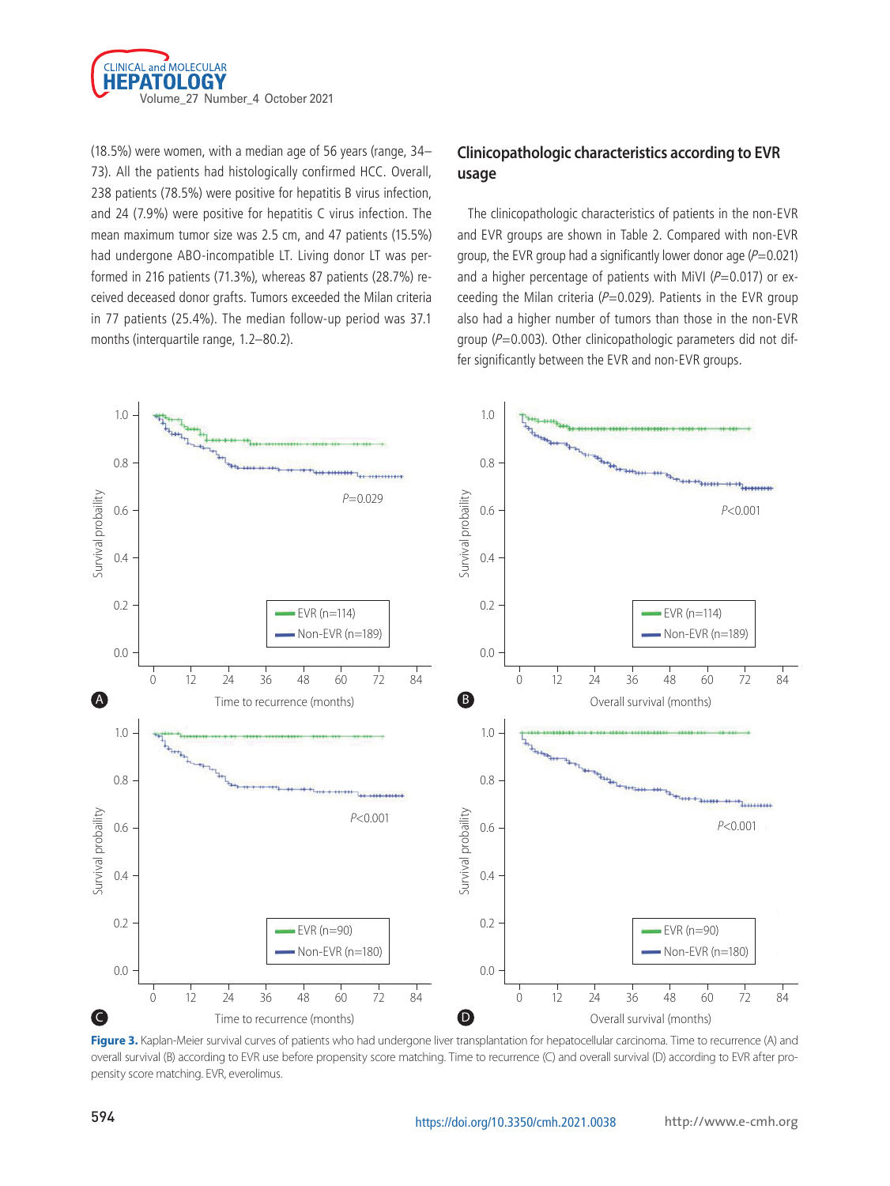(18.5%) were women, with a median age of 56 years (range, 34–73). All the patients had histologically confirmed HCC. Overall, 238 patients (78.5%) were positive for hepatitis B virus infection, and 24 (7.9%) were positive for hepatitis C virus infection. The mean maximum tumor size was 2.5 cm, and 47 patients (15.5%) had undergone ABO-incompatible LT. Living donor LT was performed in 216 patients (71.3%), whereas 87 patients (28.7%) received deceased donor grafts. Tumors exceeded the Milan criteria in 77 patients (25.4%). The median follow-up period was 37.1 months (interquartile range, 1.2–80.2).

## Clinicopathologic characteristics according to EVR usage

The clinicopathologic characteristics of patients in the non-EVR and EVR groups are shown in Table 2. Compared with non-EVR group, the EVR group had a significantly lower donor age ($P$=0.021) and a higher percentage of patients with MiVI ($P$=0.017) or exceeding the Milan criteria ($P$=0.029). Patients in the EVR group also had a higher number of tumors than those in the non-EVR group ($P$=0.003). Other clinicopathologic parameters did not differ significantly between the EVR and non-EVR groups.

**Figure 3.** Kaplan-Meier survival curves of patients who had undergone liver transplantation for hepatocellular carcinoma. Time to recurrence (A) and overall survival (B) according to EVR use before propensity score matching. Time to recurrence (C) and overall survival (D) according to EVR after propensity score matching. EVR, everolimus.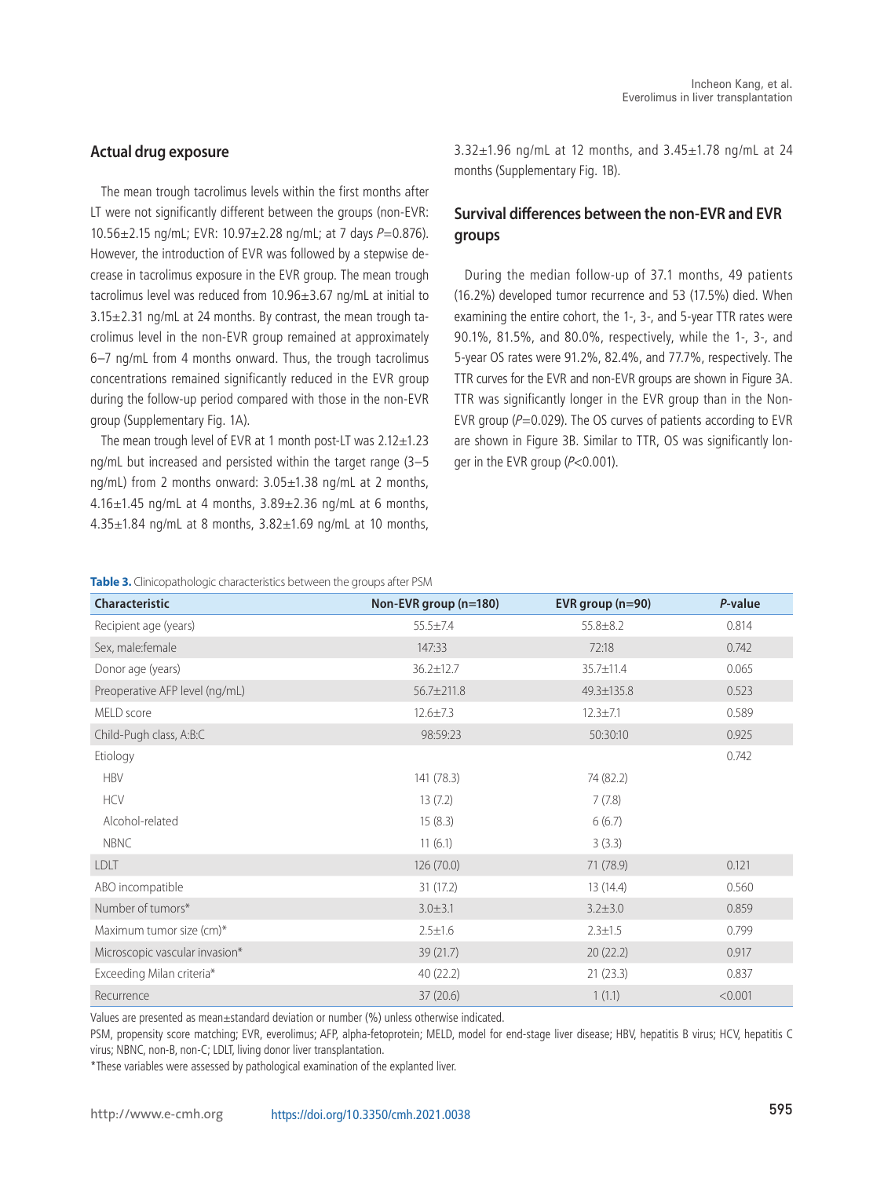## Actual drug exposure

The mean trough tacrolimus levels within the first months after LT were not significantly different between the groups (non-EVR: 10.56±2.15 ng/mL; EVR: 10.97±2.28 ng/mL; at 7 days $P$=0.876). However, the introduction of EVR was followed by a stepwise decrease in tacrolimus exposure in the EVR group. The mean trough tacrolimus level was reduced from 10.96±3.67 ng/mL at initial to 3.15±2.31 ng/mL at 24 months. By contrast, the mean trough tacrolimus level in the non-EVR group remained at approximately 6–7 ng/mL from 4 months onward. Thus, the trough tacrolimus concentrations remained significantly reduced in the EVR group during the follow-up period compared with those in the non-EVR group (Supplementary Fig. 1A).

The mean trough level of EVR at 1 month post-LT was 2.12±1.23 ng/mL but increased and persisted within the target range (3–5 ng/mL) from 2 months onward: 3.05±1.38 ng/mL at 2 months, 4.16±1.45 ng/mL at 4 months, 3.89±2.36 ng/mL at 6 months, 4.35±1.84 ng/mL at 8 months, 3.82±1.69 ng/mL at 10 months, 3.32±1.96 ng/mL at 12 months, and 3.45±1.78 ng/mL at 24 months (Supplementary Fig. 1B).

## Survival differences between the non-EVR and EVR groups

During the median follow-up of 37.1 months, 49 patients (16.2%) developed tumor recurrence and 53 (17.5%) died. When examining the entire cohort, the 1-, 3-, and 5-year TTR rates were 90.1%, 81.5%, and 80.0%, respectively, while the 1-, 3-, and 5-year OS rates were 91.2%, 82.4%, and 77.7%, respectively. The TTR curves for the EVR and non-EVR groups are shown in Figure 3A. TTR was significantly longer in the EVR group than in the Non-EVR group ($P$=0.029). The OS curves of patients according to EVR are shown in Figure 3B. Similar to TTR, OS was significantly longer in the EVR group ($P$<0.001).

**Table 3.** Clinicopathologic characteristics between the groups after PSM

| Characteristic | Non-EVR group (n=180) | EVR group (n=90) | *P*-value |
|---|---|---|---|
| Recipient age (years) | 55.5±7.4 | 55.8±8.2 | 0.814 |
| Sex, male:female | 147:33 | 72:18 | 0.742 |
| Donor age (years) | 36.2±12.7 | 35.7±11.4 | 0.065 |
| Preoperative AFP level (ng/mL) | 56.7±211.8 | 49.3±135.8 | 0.523 |
| MELD score | 12.6±7.3 | 12.3±7.1 | 0.589 |
| Child-Pugh class, A:B:C | 98:59:23 | 50:30:10 | 0.925 |
| Etiology | | | 0.742 |
| HBV | 141 (78.3) | 74 (82.2) | |
| HCV | 13 (7.2) | 7 (7.8) | |
| Alcohol-related | 15 (8.3) | 6 (6.7) | |
| NBNC | 11 (6.1) | 3 (3.3) | |
| LDLT | 126 (70.0) | 71 (78.9) | 0.121 |
| ABO incompatible | 31 (17.2) | 13 (14.4) | 0.560 |
| Number of tumors* | 3.0±3.1 | 3.2±3.0 | 0.859 |
| Maximum tumor size (cm)* | 2.5±1.6 | 2.3±1.5 | 0.799 |
| Microscopic vascular invasion* | 39 (21.7) | 20 (22.2) | 0.917 |
| Exceeding Milan criteria* | 40 (22.2) | 21 (23.3) | 0.837 |
| Recurrence | 37 (20.6) | 1 (1.1) | <0.001 |

Values are presented as mean±standard deviation or number (%) unless otherwise indicated.

PSM, propensity score matching; EVR, everolimus; AFP, alpha-fetoprotein; MELD, model for end-stage liver disease; HBV, hepatitis B virus; HCV, hepatitis C virus; NBNC, non-B, non-C; LDLT, living donor liver transplantation.

*These variables were assessed by pathological examination of the explanted liver.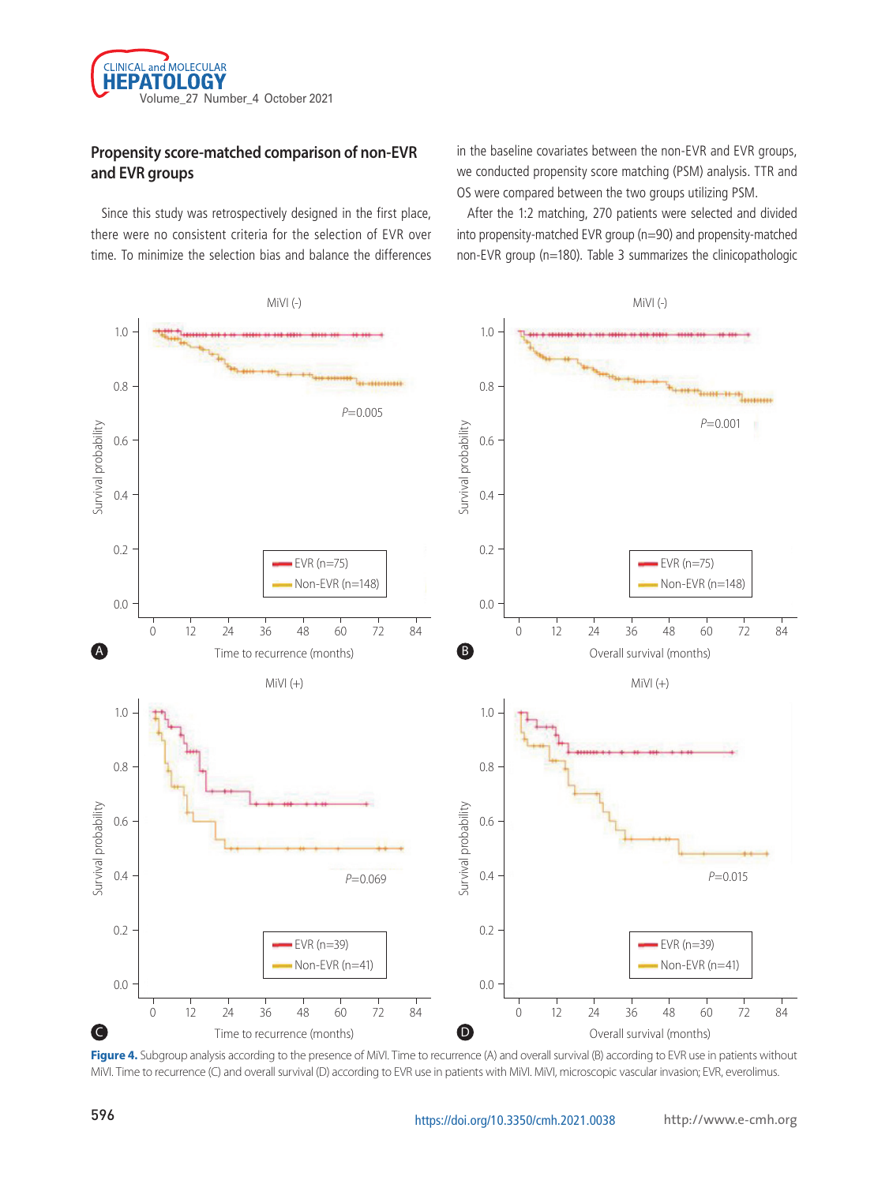## Propensity score-matched comparison of non-EVR and EVR groups

Since this study was retrospectively designed in the first place, there were no consistent criteria for the selection of EVR over time. To minimize the selection bias and balance the differences in the baseline covariates between the non-EVR and EVR groups, we conducted propensity score matching (PSM) analysis. TTR and OS were compared between the two groups utilizing PSM.

After the 1:2 matching, 270 patients were selected and divided into propensity-matched EVR group (n=90) and propensity-matched non-EVR group (n=180). Table 3 summarizes the clinicopathologic

**Figure 4.** Subgroup analysis according to the presence of MiVI. Time to recurrence (A) and overall survival (B) according to EVR use in patients without MiVI. Time to recurrence (C) and overall survival (D) according to EVR use in patients with MiVI. MiVI, microscopic vascular invasion; EVR, everolimus.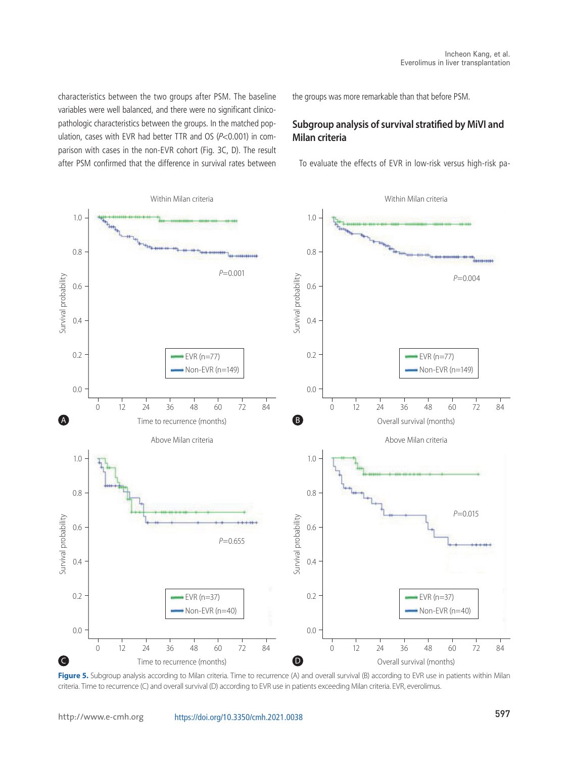characteristics between the two groups after PSM. The baseline variables were well balanced, and there were no significant clinicopathologic characteristics between the groups. In the matched population, cases with EVR had better TTR and OS ($P$<0.001) in comparison with cases in the non-EVR cohort (Fig. 3C, D). The result after PSM confirmed that the difference in survival rates between the groups was more remarkable than that before PSM.

## Subgroup analysis of survival stratified by MiVI and Milan criteria

To evaluate the effects of EVR in low-risk versus high-risk pa-

**Figure 5.** Subgroup analysis according to Milan criteria. Time to recurrence (A) and overall survival (B) according to EVR use in patients within Milan criteria. Time to recurrence (C) and overall survival (D) according to EVR use in patients exceeding Milan criteria. EVR, everolimus.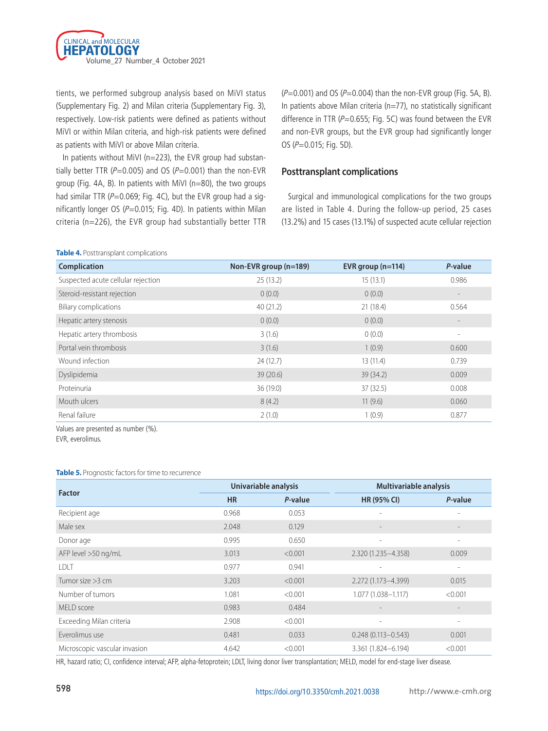tients, we performed subgroup analysis based on MiVI status (Supplementary Fig. 2) and Milan criteria (Supplementary Fig. 3), respectively. Low-risk patients were defined as patients without MiVI or within Milan criteria, and high-risk patients were defined as patients with MiVI or above Milan criteria.

In patients without MiVI (n=223), the EVR group had substantially better TTR (*P*=0.005) and OS (*P*=0.001) than the non-EVR group (Fig. 4A, B). In patients with MiVI (n=80), the two groups had similar TTR (*P*=0.069; Fig. 4C), but the EVR group had a significantly longer OS (*P*=0.015; Fig. 4D). In patients within Milan criteria (n=226), the EVR group had substantially better TTR (*P*=0.001) and OS (*P*=0.004) than the non-EVR group (Fig. 5A, B). In patients above Milan criteria (n=77), no statistically significant difference in TTR (*P*=0.655; Fig. 5C) was found between the EVR and non-EVR groups, but the EVR group had significantly longer OS (*P*=0.015; Fig. 5D).

## Posttransplant complications

Surgical and immunological complications for the two groups are listed in Table 4. During the follow-up period, 25 cases (13.2%) and 15 cases (13.1%) of suspected acute cellular rejection

**Table 4.** Posttransplant complications

| Complication | Non-EVR group (n=189) | EVR group (n=114) | *P*-value |
|---|---|---|---|
| Suspected acute cellular rejection | 25 (13.2) | 15 (13.1) | 0.986 |
| Steroid-resistant rejection | 0 (0.0) | 0 (0.0) | - |
| Biliary complications | 40 (21.2) | 21 (18.4) | 0.564 |
| Hepatic artery stenosis | 0 (0.0) | 0 (0.0) | - |
| Hepatic artery thrombosis | 3 (1.6) | 0 (0.0) | - |
| Portal vein thrombosis | 3 (1.6) | 1 (0.9) | 0.600 |
| Wound infection | 24 (12.7) | 13 (11.4) | 0.739 |
| Dyslipidemia | 39 (20.6) | 39 (34.2) | 0.009 |
| Proteinuria | 36 (19.0) | 37 (32.5) | 0.008 |
| Mouth ulcers | 8 (4.2) | 11 (9.6) | 0.060 |
| Renal failure | 2 (1.0) | 1 (0.9) | 0.877 |

Values are presented as number (%).
EVR, everolimus.

**Table 5.** Prognostic factors for time to recurrence

| Factor | Univariable analysis | | Multivariable analysis | |
|---|---|---|---|---|
| | HR | *P*-value | HR (95% CI) | *P*-value |
| Recipient age | 0.968 | 0.053 | - | - |
| Male sex | 2.048 | 0.129 | - | - |
| Donor age | 0.995 | 0.650 | - | - |
| AFP level >50 ng/mL | 3.013 | <0.001 | 2.320 (1.235–4.358) | 0.009 |
| LDLT | 0.977 | 0.941 | - | - |
| Tumor size >3 cm | 3.203 | <0.001 | 2.272 (1.173–4.399) | 0.015 |
| Number of tumors | 1.081 | <0.001 | 1.077 (1.038–1.117) | <0.001 |
| MELD score | 0.983 | 0.484 | - | - |
| Exceeding Milan criteria | 2.908 | <0.001 | - | - |
| Everolimus use | 0.481 | 0.033 | 0.248 (0.113–0.543) | 0.001 |
| Microscopic vascular invasion | 4.642 | <0.001 | 3.361 (1.824–6.194) | <0.001 |

HR, hazard ratio; CI, confidence interval; AFP, alpha-fetoprotein; LDLT, living donor liver transplantation; MELD, model for end-stage liver disease.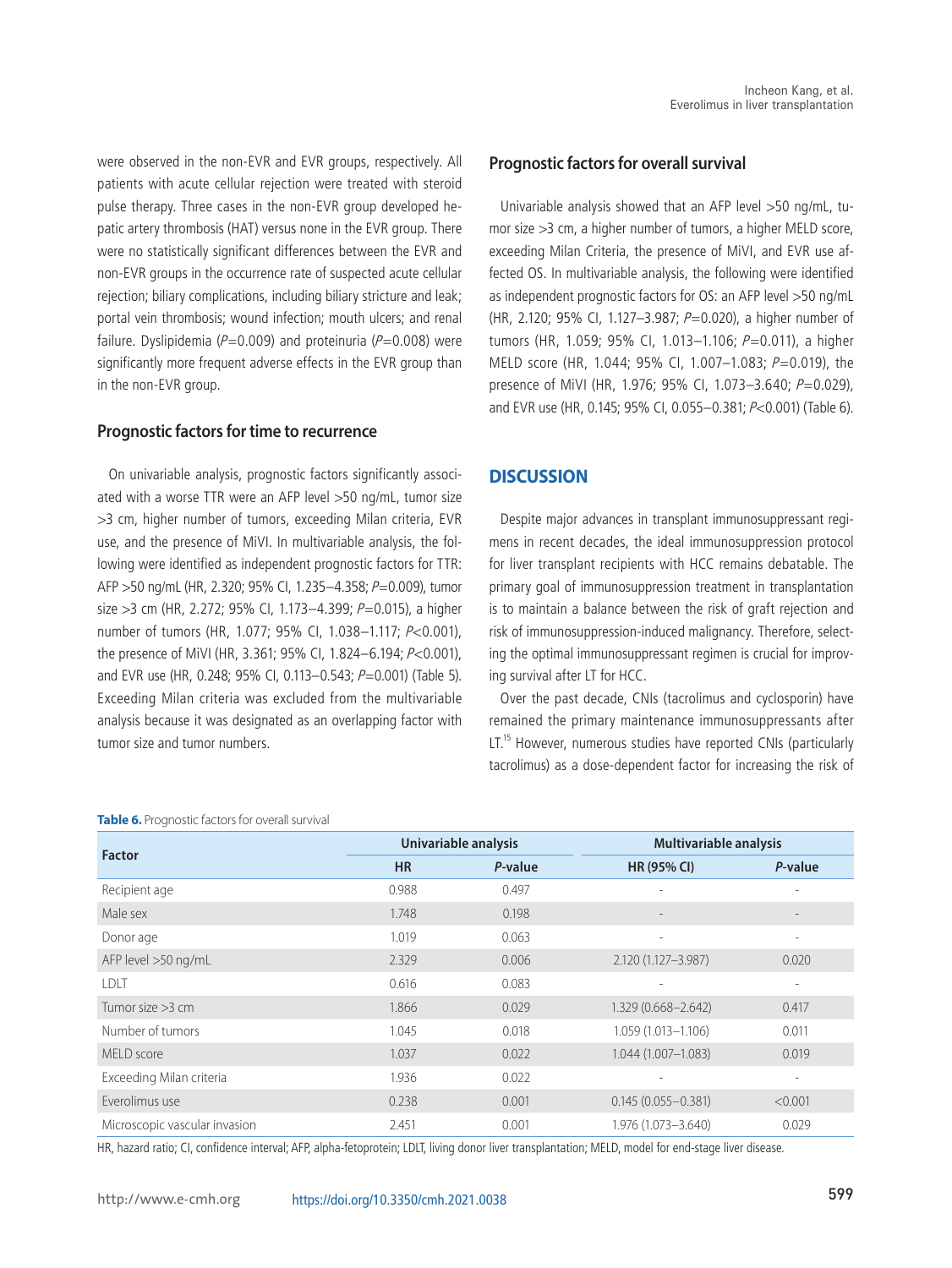were observed in the non-EVR and EVR groups, respectively. All patients with acute cellular rejection were treated with steroid pulse therapy. Three cases in the non-EVR group developed hepatic artery thrombosis (HAT) versus none in the EVR group. There were no statistically significant differences between the EVR and non-EVR groups in the occurrence rate of suspected acute cellular rejection; biliary complications, including biliary stricture and leak; portal vein thrombosis; wound infection; mouth ulcers; and renal failure. Dyslipidemia ($P$=0.009) and proteinuria ($P$=0.008) were significantly more frequent adverse effects in the EVR group than in the non-EVR group.

### Prognostic factors for time to recurrence

On univariable analysis, prognostic factors significantly associated with a worse TTR were an AFP level >50 ng/mL, tumor size >3 cm, higher number of tumors, exceeding Milan criteria, EVR use, and the presence of MiVI. In multivariable analysis, the following were identified as independent prognostic factors for TTR: AFP >50 ng/mL (HR, 2.320; 95% CI, 1.235–4.358; $P$=0.009), tumor size >3 cm (HR, 2.272; 95% CI, 1.173–4.399; $P$=0.015), a higher number of tumors (HR, 1.077; 95% CI, 1.038–1.117; $P$<0.001), the presence of MiVI (HR, 3.361; 95% CI, 1.824–6.194; $P$<0.001), and EVR use (HR, 0.248; 95% CI, 0.113–0.543; $P$=0.001) (Table 5). Exceeding Milan criteria was excluded from the multivariable analysis because it was designated as an overlapping factor with tumor size and tumor numbers.

### Prognostic factors for overall survival

Univariable analysis showed that an AFP level >50 ng/mL, tumor size >3 cm, a higher number of tumors, a higher MELD score, exceeding Milan Criteria, the presence of MiVI, and EVR use affected OS. In multivariable analysis, the following were identified as independent prognostic factors for OS: an AFP level >50 ng/mL (HR, 2.120; 95% CI, 1.127–3.987; $P$=0.020), a higher number of tumors (HR, 1.059; 95% CI, 1.013–1.106; $P$=0.011), a higher MELD score (HR, 1.044; 95% CI, 1.007–1.083; $P$=0.019), the presence of MiVI (HR, 1.976; 95% CI, 1.073–3.640; $P$=0.029), and EVR use (HR, 0.145; 95% CI, 0.055–0.381; $P$<0.001) (Table 6).

## DISCUSSION

Despite major advances in transplant immunosuppressant regimens in recent decades, the ideal immunosuppression protocol for liver transplant recipients with HCC remains debatable. The primary goal of immunosuppression treatment in transplantation is to maintain a balance between the risk of graft rejection and risk of immunosuppression-induced malignancy. Therefore, selecting the optimal immunosuppressant regimen is crucial for improving survival after LT for HCC.

Over the past decade, CNIs (tacrolimus and cyclosporin) have remained the primary maintenance immunosuppressants after LT.[15] However, numerous studies have reported CNIs (particularly tacrolimus) as a dose-dependent factor for increasing the risk of

**Table 6.** Prognostic factors for overall survival

| Factor | Univariable analysis | | Multivariable analysis | |
|---|---|---|---|---|
| | HR | *P*-value | HR (95% CI) | *P*-value |
| Recipient age | 0.988 | 0.497 | - | - |
| Male sex | 1.748 | 0.198 | - | - |
| Donor age | 1.019 | 0.063 | - | - |
| AFP level >50 ng/mL | 2.329 | 0.006 | 2.120 (1.127–3.987) | 0.020 |
| LDLT | 0.616 | 0.083 | - | - |
| Tumor size >3 cm | 1.866 | 0.029 | 1.329 (0.668–2.642) | 0.417 |
| Number of tumors | 1.045 | 0.018 | 1.059 (1.013–1.106) | 0.011 |
| MELD score | 1.037 | 0.022 | 1.044 (1.007–1.083) | 0.019 |
| Exceeding Milan criteria | 1.936 | 0.022 | - | - |
| Everolimus use | 0.238 | 0.001 | 0.145 (0.055–0.381) | <0.001 |
| Microscopic vascular invasion | 2.451 | 0.001 | 1.976 (1.073–3.640) | 0.029 |

HR, hazard ratio; CI, confidence interval; AFP, alpha-fetoprotein; LDLT, living donor liver transplantation; MELD, model for end-stage liver disease.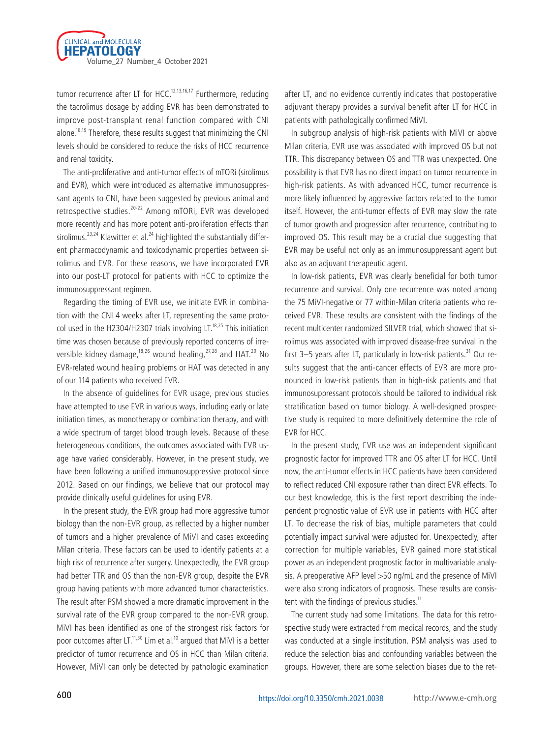tumor recurrence after LT for HCC.[12,13,16,17] Furthermore, reducing the tacrolimus dosage by adding EVR has been demonstrated to improve post-transplant renal function compared with CNI alone.[18,19] Therefore, these results suggest that minimizing the CNI levels should be considered to reduce the risks of HCC recurrence and renal toxicity.

The anti-proliferative and anti-tumor effects of mTORi (sirolimus and EVR), which were introduced as alternative immunosuppressant agents to CNI, have been suggested by previous animal and retrospective studies.[20-22] Among mTORi, EVR was developed more recently and has more potent anti-proliferation effects than sirolimus.[23,24] Klawitter et al.[24] highlighted the substantially different pharmacodynamic and toxicodynamic properties between sirolimus and EVR. For these reasons, we have incorporated EVR into our post-LT protocol for patients with HCC to optimize the immunosuppressant regimen.

Regarding the timing of EVR use, we initiate EVR in combination with the CNI 4 weeks after LT, representing the same protocol used in the H2304/H2307 trials involving LT.[18,25] This initiation time was chosen because of previously reported concerns of irreversible kidney damage,[18,26] wound healing,[27,28] and HAT.[29] No EVR-related wound healing problems or HAT was detected in any of our 114 patients who received EVR.

In the absence of guidelines for EVR usage, previous studies have attempted to use EVR in various ways, including early or late initiation times, as monotherapy or combination therapy, and with a wide spectrum of target blood trough levels. Because of these heterogeneous conditions, the outcomes associated with EVR usage have varied considerably. However, in the present study, we have been following a unified immunosuppressive protocol since 2012. Based on our findings, we believe that our protocol may provide clinically useful guidelines for using EVR.

In the present study, the EVR group had more aggressive tumor biology than the non-EVR group, as reflected by a higher number of tumors and a higher prevalence of MiVI and cases exceeding Milan criteria. These factors can be used to identify patients at a high risk of recurrence after surgery. Unexpectedly, the EVR group had better TTR and OS than the non-EVR group, despite the EVR group having patients with more advanced tumor characteristics. The result after PSM showed a more dramatic improvement in the survival rate of the EVR group compared to the non-EVR group. MiVI has been identified as one of the strongest risk factors for poor outcomes after LT.[11,30] Lim et al.[10] argued that MiVI is a better predictor of tumor recurrence and OS in HCC than Milan criteria. However, MiVI can only be detected by pathologic examination after LT, and no evidence currently indicates that postoperative adjuvant therapy provides a survival benefit after LT for HCC in patients with pathologically confirmed MiVI.

In subgroup analysis of high-risk patients with MiVI or above Milan criteria, EVR use was associated with improved OS but not TTR. This discrepancy between OS and TTR was unexpected. One possibility is that EVR has no direct impact on tumor recurrence in high-risk patients. As with advanced HCC, tumor recurrence is more likely influenced by aggressive factors related to the tumor itself. However, the anti-tumor effects of EVR may slow the rate of tumor growth and progression after recurrence, contributing to improved OS. This result may be a crucial clue suggesting that EVR may be useful not only as an immunosuppressant agent but also as an adjuvant therapeutic agent.

In low-risk patients, EVR was clearly beneficial for both tumor recurrence and survival. Only one recurrence was noted among the 75 MiVI-negative or 77 within-Milan criteria patients who received EVR. These results are consistent with the findings of the recent multicenter randomized SILVER trial, which showed that sirolimus was associated with improved disease-free survival in the first 3–5 years after LT, particularly in low-risk patients.[31] Our results suggest that the anti-cancer effects of EVR are more pronounced in low-risk patients than in high-risk patients and that immunosuppressant protocols should be tailored to individual risk stratification based on tumor biology. A well-designed prospective study is required to more definitively determine the role of EVR for HCC.

In the present study, EVR use was an independent significant prognostic factor for improved TTR and OS after LT for HCC. Until now, the anti-tumor effects in HCC patients have been considered to reflect reduced CNI exposure rather than direct EVR effects. To our best knowledge, this is the first report describing the independent prognostic value of EVR use in patients with HCC after LT. To decrease the risk of bias, multiple parameters that could potentially impact survival were adjusted for. Unexpectedly, after correction for multiple variables, EVR gained more statistical power as an independent prognostic factor in multivariable analysis. A preoperative AFP level >50 ng/mL and the presence of MiVI were also strong indicators of prognosis. These results are consistent with the findings of previous studies.[11]

The current study had some limitations. The data for this retrospective study were extracted from medical records, and the study was conducted at a single institution. PSM analysis was used to reduce the selection bias and confounding variables between the groups. However, there are some selection biases due to the ret-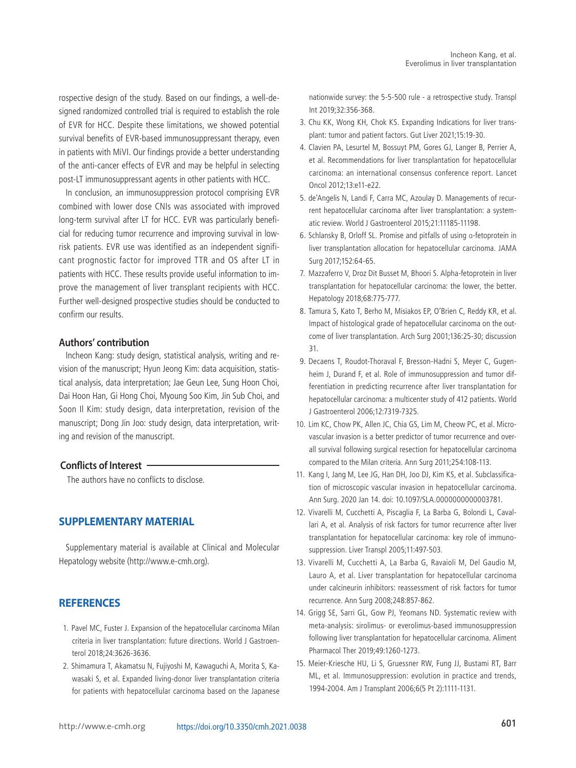rospective design of the study. Based on our findings, a well-designed randomized controlled trial is required to establish the role of EVR for HCC. Despite these limitations, we showed potential survival benefits of EVR-based immunosuppressant therapy, even in patients with MiVI. Our findings provide a better understanding of the anti-cancer effects of EVR and may be helpful in selecting post-LT immunosuppressant agents in other patients with HCC.

In conclusion, an immunosuppression protocol comprising EVR combined with lower dose CNIs was associated with improved long-term survival after LT for HCC. EVR was particularly beneficial for reducing tumor recurrence and improving survival in low-risk patients. EVR use was identified as an independent significant prognostic factor for improved TTR and OS after LT in patients with HCC. These results provide useful information to improve the management of liver transplant recipients with HCC. Further well-designed prospective studies should be conducted to confirm our results.

### Authors' contribution

Incheon Kang: study design, statistical analysis, writing and revision of the manuscript; Hyun Jeong Kim: data acquisition, statistical analysis, data interpretation; Jae Geun Lee, Sung Hoon Choi, Dai Hoon Han, Gi Hong Choi, Myoung Soo Kim, Jin Sub Choi, and Soon Il Kim: study design, data interpretation, revision of the manuscript; Dong Jin Joo: study design, data interpretation, writing and revision of the manuscript.

### Conflicts of Interest

The authors have no conflicts to disclose.

## SUPPLEMENTARY MATERIAL

Supplementary material is available at Clinical and Molecular Hepatology website (http://www.e-cmh.org).

## REFERENCES

1. Pavel MC, Fuster J. Expansion of the hepatocellular carcinoma Milan criteria in liver transplantation: future directions. World J Gastroenterol 2018;24:3626-3636.
2. Shimamura T, Akamatsu N, Fujiyoshi M, Kawaguchi A, Morita S, Kawasaki S, et al. Expanded living-donor liver transplantation criteria for patients with hepatocellular carcinoma based on the Japanese nationwide survey: the 5-5-500 rule - a retrospective study. Transpl Int 2019;32:356-368.
3. Chu KK, Wong KH, Chok KS. Expanding Indications for liver transplant: tumor and patient factors. Gut Liver 2021;15:19-30.
4. Clavien PA, Lesurtel M, Bossuyt PM, Gores GJ, Langer B, Perrier A, et al. Recommendations for liver transplantation for hepatocellular carcinoma: an international consensus conference report. Lancet Oncol 2012;13:e11-e22.
5. de'Angelis N, Landi F, Carra MC, Azoulay D. Managements of recurrent hepatocellular carcinoma after liver transplantation: a systematic review. World J Gastroenterol 2015;21:11185-11198.
6. Schlansky B, Orloff SL. Promise and pitfalls of using α-fetoprotein in liver transplantation allocation for hepatocellular carcinoma. JAMA Surg 2017;152:64-65.
7. Mazzaferro V, Droz Dit Busset M, Bhoori S. Alpha-fetoprotein in liver transplantation for hepatocellular carcinoma: the lower, the better. Hepatology 2018;68:775-777.
8. Tamura S, Kato T, Berho M, Misiakos EP, O'Brien C, Reddy KR, et al. Impact of histological grade of hepatocellular carcinoma on the outcome of liver transplantation. Arch Surg 2001;136:25-30; discussion 31.
9. Decaens T, Roudot-Thoraval F, Bresson-Hadni S, Meyer C, Gugenheim J, Durand F, et al. Role of immunosuppression and tumor differentiation in predicting recurrence after liver transplantation for hepatocellular carcinoma: a multicenter study of 412 patients. World J Gastroenterol 2006;12:7319-7325.
10. Lim KC, Chow PK, Allen JC, Chia GS, Lim M, Cheow PC, et al. Microvascular invasion is a better predictor of tumor recurrence and overall survival following surgical resection for hepatocellular carcinoma compared to the Milan criteria. Ann Surg 2011;254:108-113.
11. Kang I, Jang M, Lee JG, Han DH, Joo DJ, Kim KS, et al. Subclassification of microscopic vascular invasion in hepatocellular carcinoma. Ann Surg. 2020 Jan 14. doi: 10.1097/SLA.0000000000003781.
12. Vivarelli M, Cucchetti A, Piscaglia F, La Barba G, Bolondi L, Cavallari A, et al. Analysis of risk factors for tumor recurrence after liver transplantation for hepatocellular carcinoma: key role of immunosuppression. Liver Transpl 2005;11:497-503.
13. Vivarelli M, Cucchetti A, La Barba G, Ravaioli M, Del Gaudio M, Lauro A, et al. Liver transplantation for hepatocellular carcinoma under calcineurin inhibitors: reassessment of risk factors for tumor recurrence. Ann Surg 2008;248:857-862.
14. Grigg SE, Sarri GL, Gow PJ, Yeomans ND. Systematic review with meta-analysis: sirolimus- or everolimus-based immunosuppression following liver transplantation for hepatocellular carcinoma. Aliment Pharmacol Ther 2019;49:1260-1273.
15. Meier-Kriesche HU, Li S, Gruessner RW, Fung JJ, Bustami RT, Barr ML, et al. Immunosuppression: evolution in practice and trends, 1994-2004. Am J Transplant 2006;6(5 Pt 2):1111-1131.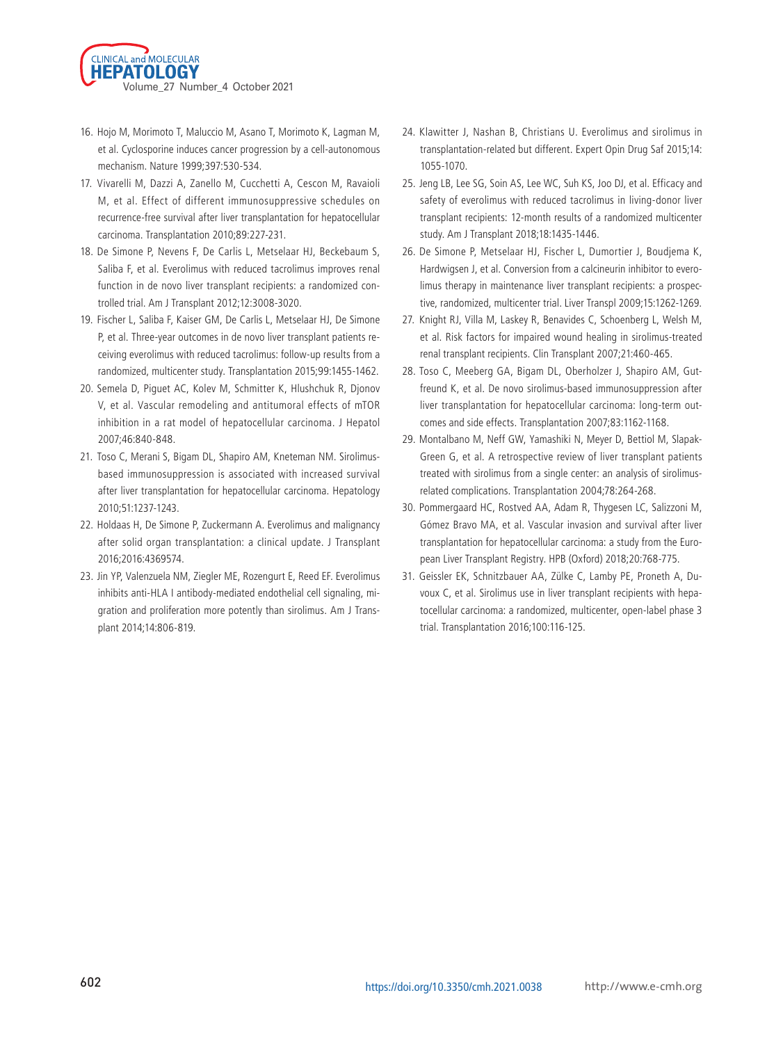16. Hojo M, Morimoto T, Maluccio M, Asano T, Morimoto K, Lagman M, et al. Cyclosporine induces cancer progression by a cell-autonomous mechanism. Nature 1999;397:530-534.
17. Vivarelli M, Dazzi A, Zanello M, Cucchetti A, Cescon M, Ravaioli M, et al. Effect of different immunosuppressive schedules on recurrence-free survival after liver transplantation for hepatocellular carcinoma. Transplantation 2010;89:227-231.
18. De Simone P, Nevens F, De Carlis L, Metselaar HJ, Beckebaum S, Saliba F, et al. Everolimus with reduced tacrolimus improves renal function in de novo liver transplant recipients: a randomized controlled trial. Am J Transplant 2012;12:3008-3020.
19. Fischer L, Saliba F, Kaiser GM, De Carlis L, Metselaar HJ, De Simone P, et al. Three-year outcomes in de novo liver transplant patients receiving everolimus with reduced tacrolimus: follow-up results from a randomized, multicenter study. Transplantation 2015;99:1455-1462.
20. Semela D, Piguet AC, Kolev M, Schmitter K, Hlushchuk R, Djonov V, et al. Vascular remodeling and antitumoral effects of mTOR inhibition in a rat model of hepatocellular carcinoma. J Hepatol 2007;46:840-848.
21. Toso C, Merani S, Bigam DL, Shapiro AM, Kneteman NM. Sirolimus-based immunosuppression is associated with increased survival after liver transplantation for hepatocellular carcinoma. Hepatology 2010;51:1237-1243.
22. Holdaas H, De Simone P, Zuckermann A. Everolimus and malignancy after solid organ transplantation: a clinical update. J Transplant 2016;2016:4369574.
23. Jin YP, Valenzuela NM, Ziegler ME, Rozengurt E, Reed EF. Everolimus inhibits anti-HLA I antibody-mediated endothelial cell signaling, migration and proliferation more potently than sirolimus. Am J Transplant 2014;14:806-819.
24. Klawitter J, Nashan B, Christians U. Everolimus and sirolimus in transplantation-related but different. Expert Opin Drug Saf 2015;14:1055-1070.
25. Jeng LB, Lee SG, Soin AS, Lee WC, Suh KS, Joo DJ, et al. Efficacy and safety of everolimus with reduced tacrolimus in living-donor liver transplant recipients: 12-month results of a randomized multicenter study. Am J Transplant 2018;18:1435-1446.
26. De Simone P, Metselaar HJ, Fischer L, Dumortier J, Boudjema K, Hardwigsen J, et al. Conversion from a calcineurin inhibitor to everolimus therapy in maintenance liver transplant recipients: a prospective, randomized, multicenter trial. Liver Transpl 2009;15:1262-1269.
27. Knight RJ, Villa M, Laskey R, Benavides C, Schoenberg L, Welsh M, et al. Risk factors for impaired wound healing in sirolimus-treated renal transplant recipients. Clin Transplant 2007;21:460-465.
28. Toso C, Meeberg GA, Bigam DL, Oberholzer J, Shapiro AM, Gutfreund K, et al. De novo sirolimus-based immunosuppression after liver transplantation for hepatocellular carcinoma: long-term outcomes and side effects. Transplantation 2007;83:1162-1168.
29. Montalbano M, Neff GW, Yamashiki N, Meyer D, Bettiol M, Slapak-Green G, et al. A retrospective review of liver transplant patients treated with sirolimus from a single center: an analysis of sirolimus-related complications. Transplantation 2004;78:264-268.
30. Pommergaard HC, Rostved AA, Adam R, Thygesen LC, Salizzoni M, Gómez Bravo MA, et al. Vascular invasion and survival after liver transplantation for hepatocellular carcinoma: a study from the European Liver Transplant Registry. HPB (Oxford) 2018;20:768-775.
31. Geissler EK, Schnitzbauer AA, Zülke C, Lamby PE, Proneth A, Duvoux C, et al. Sirolimus use in liver transplant recipients with hepatocellular carcinoma: a randomized, multicenter, open-label phase 3 trial. Transplantation 2016;100:116-125.